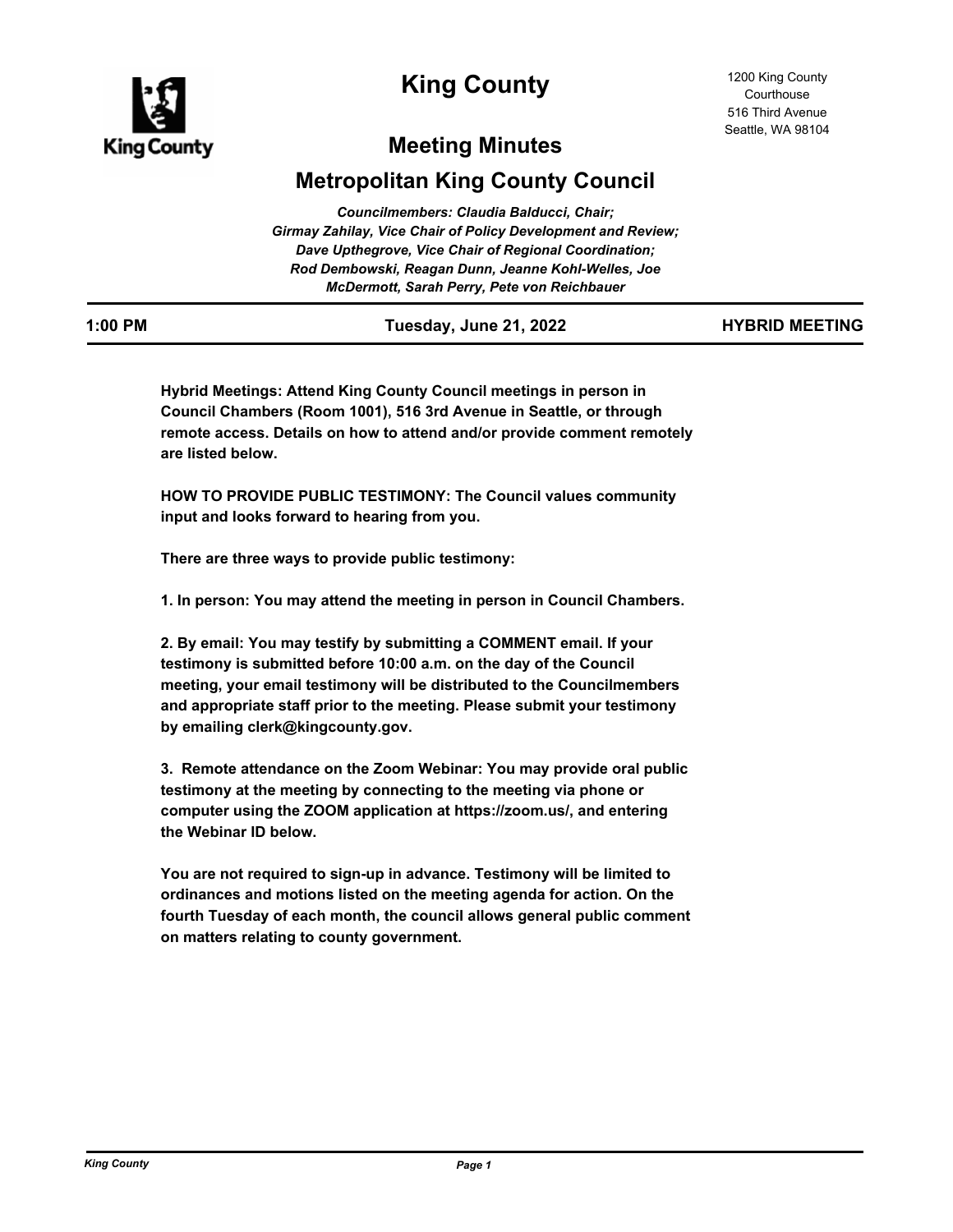# King County

1200 King County Courthouse
516 Third Avenue
Seattle, WA 98104

## Meeting Minutes

## Metropolitan King County Council

*Councilmembers: Claudia Balducci, Chair; Girmay Zahilay, Vice Chair of Policy Development and Review; Dave Upthegrove, Vice Chair of Regional Coordination; Rod Dembowski, Reagan Dunn, Jeanne Kohl-Welles, Joe McDermott, Sarah Perry, Pete von Reichbauer*

**1:00 PM** | **Tuesday, June 21, 2022** | **HYBRID MEETING**

**Hybrid Meetings: Attend King County Council meetings in person in Council Chambers (Room 1001), 516 3rd Avenue in Seattle, or through remote access. Details on how to attend and/or provide comment remotely are listed below.**

**HOW TO PROVIDE PUBLIC TESTIMONY: The Council values community input and looks forward to hearing from you.**

**There are three ways to provide public testimony:**

**1. In person: You may attend the meeting in person in Council Chambers.**

**2. By email: You may testify by submitting a COMMENT email. If your testimony is submitted before 10:00 a.m. on the day of the Council meeting, your email testimony will be distributed to the Councilmembers and appropriate staff prior to the meeting. Please submit your testimony by emailing clerk@kingcounty.gov.**

**3. Remote attendance on the Zoom Webinar: You may provide oral public testimony at the meeting by connecting to the meeting via phone or computer using the ZOOM application at https://zoom.us/, and entering the Webinar ID below.**

**You are not required to sign-up in advance. Testimony will be limited to ordinances and motions listed on the meeting agenda for action. On the fourth Tuesday of each month, the council allows general public comment on matters relating to county government.**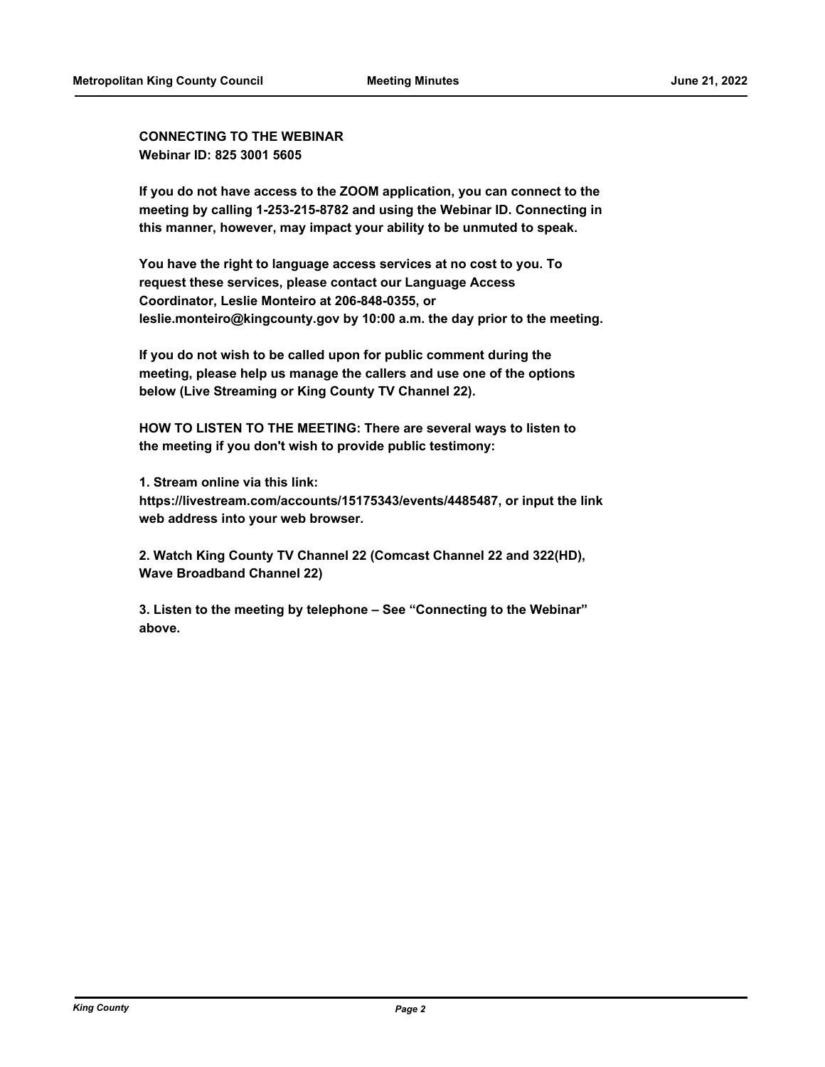**CONNECTING TO THE WEBINAR**
**Webinar ID: 825 3001 5605**

**If you do not have access to the ZOOM application, you can connect to the meeting by calling 1-253-215-8782 and using the Webinar ID. Connecting in this manner, however, may impact your ability to be unmuted to speak.**

**You have the right to language access services at no cost to you. To request these services, please contact our Language Access Coordinator, Leslie Monteiro at 206-848-0355, or leslie.monteiro@kingcounty.gov by 10:00 a.m. the day prior to the meeting.**

**If you do not wish to be called upon for public comment during the meeting, please help us manage the callers and use one of the options below (Live Streaming or King County TV Channel 22).**

**HOW TO LISTEN TO THE MEETING: There are several ways to listen to the meeting if you don't wish to provide public testimony:**

**1. Stream online via this link: https://livestream.com/accounts/15175343/events/4485487, or input the link web address into your web browser.**

**2. Watch King County TV Channel 22 (Comcast Channel 22 and 322(HD), Wave Broadband Channel 22)**

**3. Listen to the meeting by telephone – See "Connecting to the Webinar" above.**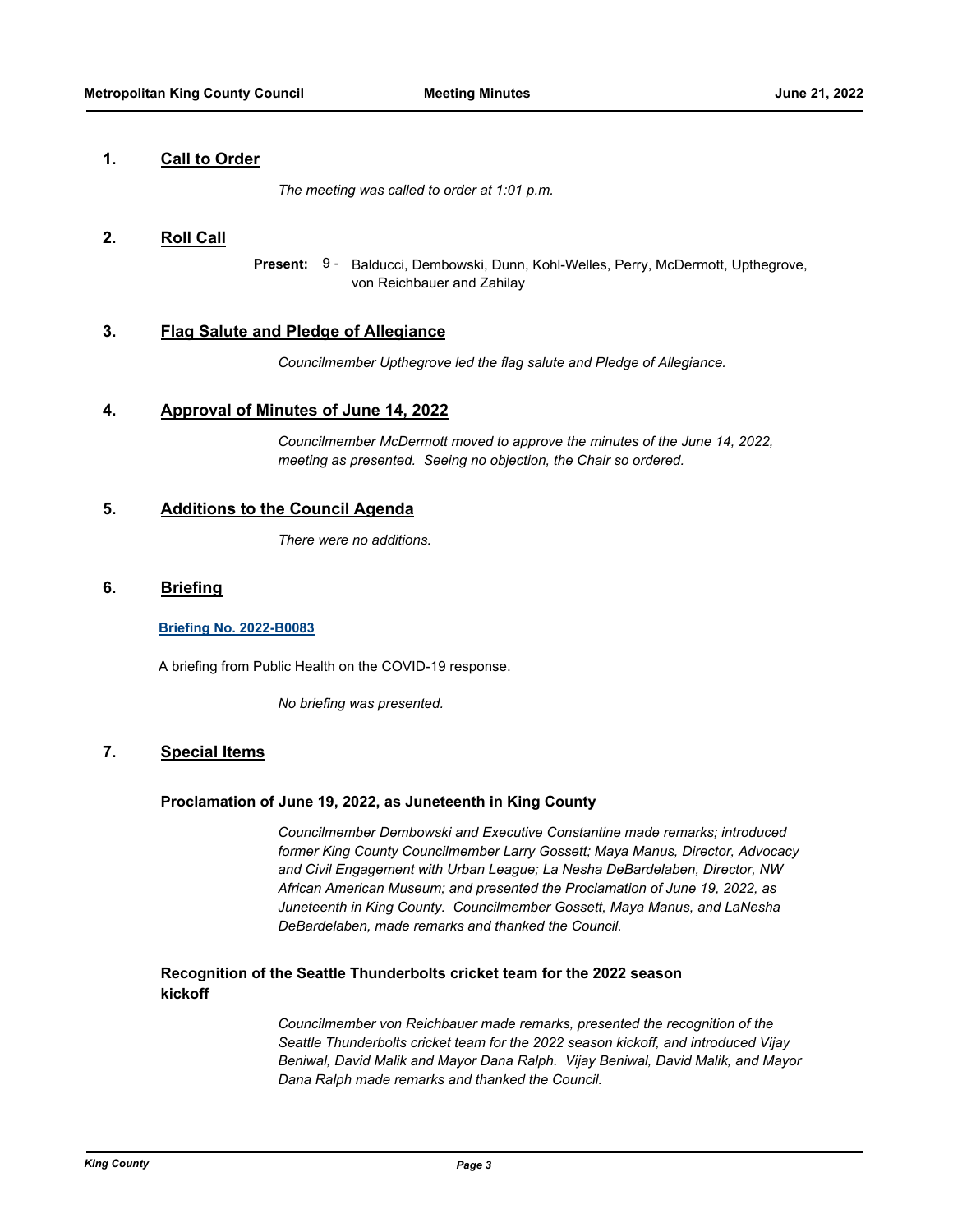## 1. Call to Order

*The meeting was called to order at 1:01 p.m.*

## 2. Roll Call

**Present:** 9 - Balducci, Dembowski, Dunn, Kohl-Welles, Perry, McDermott, Upthegrove, von Reichbauer and Zahilay

## 3. Flag Salute and Pledge of Allegiance

*Councilmember Upthegrove led the flag salute and Pledge of Allegiance.*

## 4. Approval of Minutes of June 14, 2022

*Councilmember McDermott moved to approve the minutes of the June 14, 2022, meeting as presented. Seeing no objection, the Chair so ordered.*

## 5. Additions to the Council Agenda

*There were no additions.*

## 6. Briefing

**Briefing No. 2022-B0083**

A briefing from Public Health on the COVID-19 response.

*No briefing was presented.*

## 7. Special Items

### Proclamation of June 19, 2022, as Juneteenth in King County

*Councilmember Dembowski and Executive Constantine made remarks; introduced former King County Councilmember Larry Gossett; Maya Manus, Director, Advocacy and Civil Engagement with Urban League; La Nesha DeBardelaben, Director, NW African American Museum; and presented the Proclamation of June 19, 2022, as Juneteenth in King County. Councilmember Gossett, Maya Manus, and LaNesha DeBardelaben, made remarks and thanked the Council.*

### Recognition of the Seattle Thunderbolts cricket team for the 2022 season kickoff

*Councilmember von Reichbauer made remarks, presented the recognition of the Seattle Thunderbolts cricket team for the 2022 season kickoff, and introduced Vijay Beniwal, David Malik and Mayor Dana Ralph. Vijay Beniwal, David Malik, and Mayor Dana Ralph made remarks and thanked the Council.*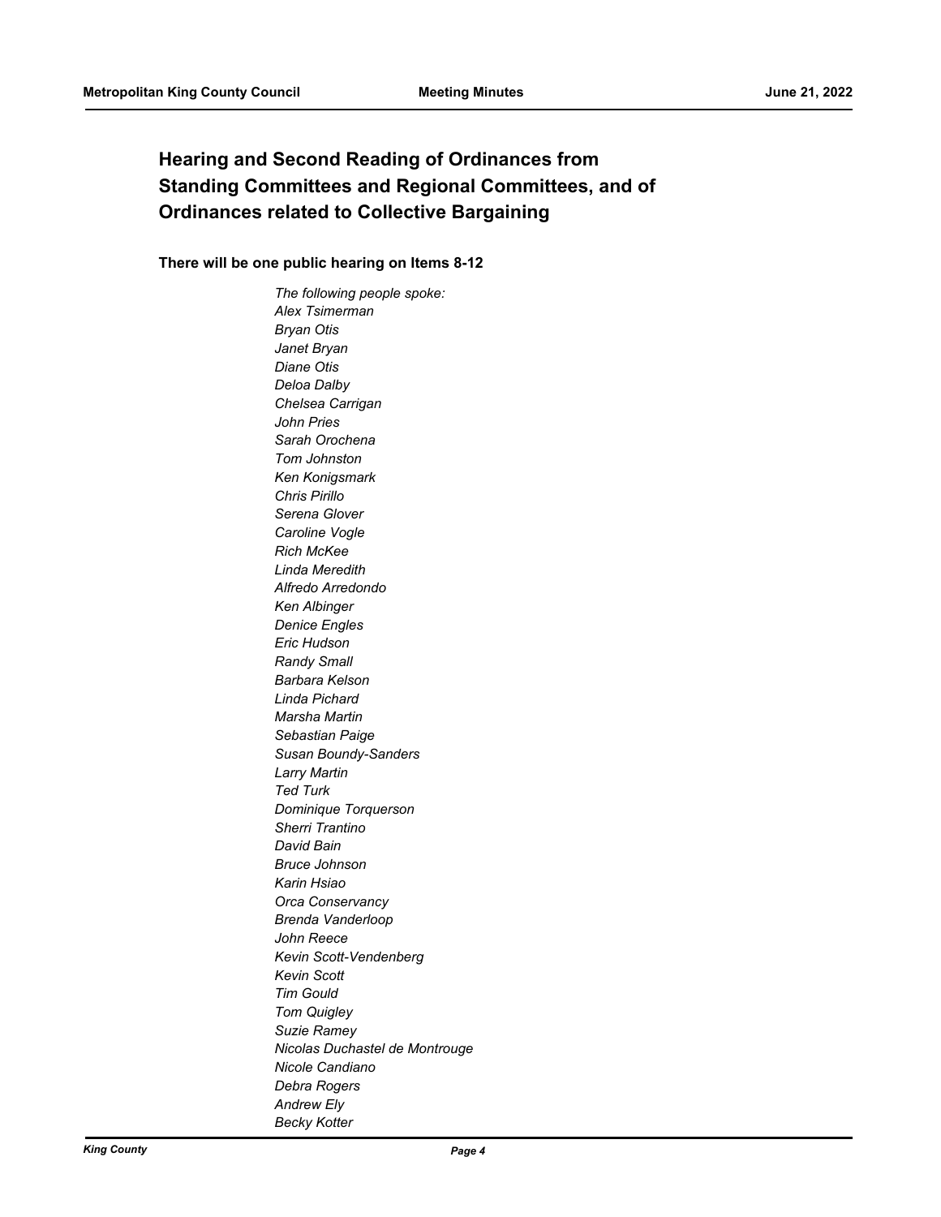## Hearing and Second Reading of Ordinances from Standing Committees and Regional Committees, and of Ordinances related to Collective Bargaining

**There will be one public hearing on Items 8-12**

*The following people spoke:*
*Alex Tsimerman*
*Bryan Otis*
*Janet Bryan*
*Diane Otis*
*Deloa Dalby*
*Chelsea Carrigan*
*John Pries*
*Sarah Orochena*
*Tom Johnston*
*Ken Konigsmark*
*Chris Pirillo*
*Serena Glover*
*Caroline Vogle*
*Rich McKee*
*Linda Meredith*
*Alfredo Arredondo*
*Ken Albinger*
*Denice Engles*
*Eric Hudson*
*Randy Small*
*Barbara Kelson*
*Linda Pichard*
*Marsha Martin*
*Sebastian Paige*
*Susan Boundy-Sanders*
*Larry Martin*
*Ted Turk*
*Dominique Torquerson*
*Sherri Trantino*
*David Bain*
*Bruce Johnson*
*Karin Hsiao*
*Orca Conservancy*
*Brenda Vanderloop*
*John Reece*
*Kevin Scott-Vendenberg*
*Kevin Scott*
*Tim Gould*
*Tom Quigley*
*Suzie Ramey*
*Nicolas Duchastel de Montrouge*
*Nicole Candiano*
*Debra Rogers*
*Andrew Ely*
*Becky Kotter*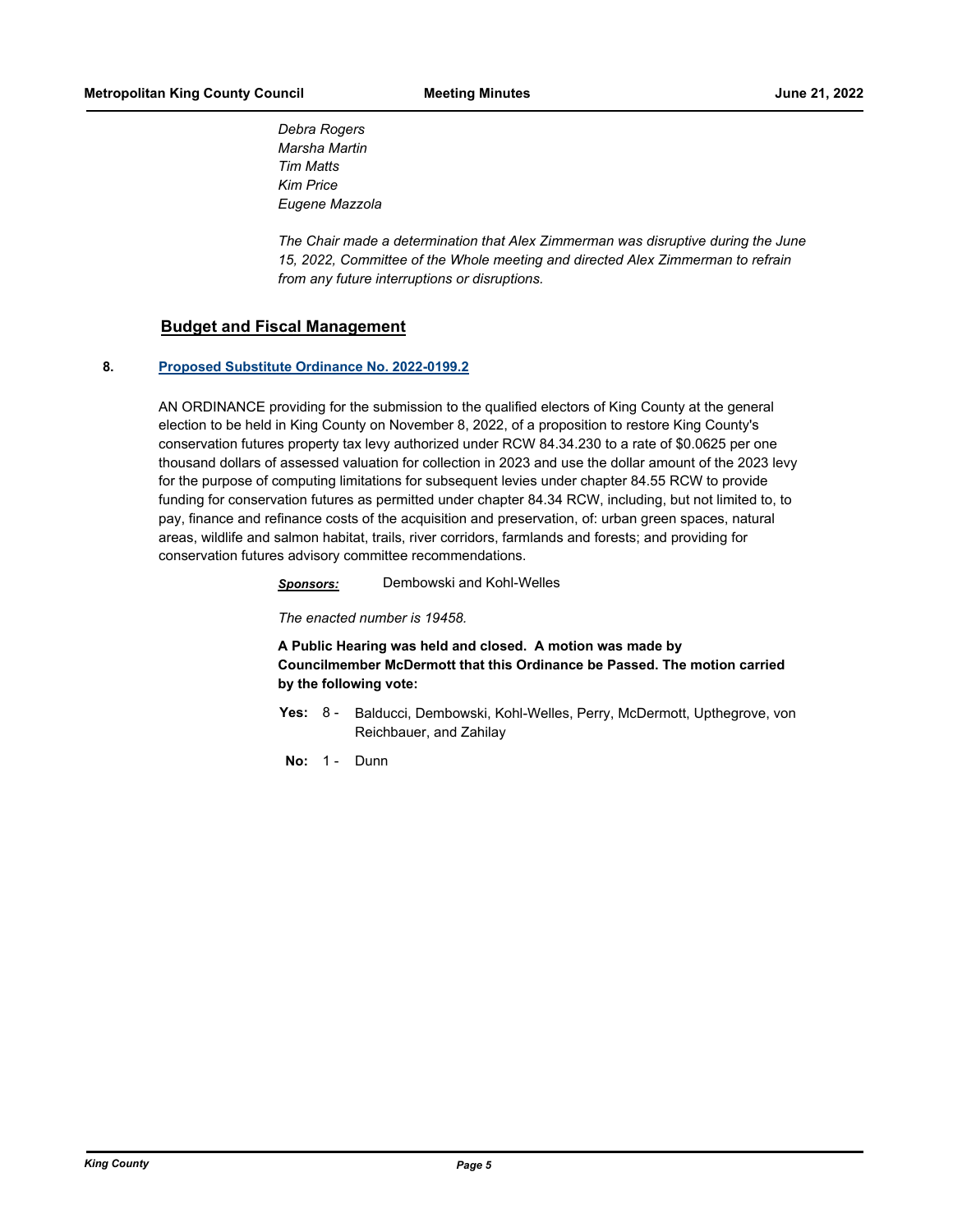*Debra Rogers*
*Marsha Martin*
*Tim Matts*
*Kim Price*
*Eugene Mazzola*

*The Chair made a determination that Alex Zimmerman was disruptive during the June 15, 2022, Committee of the Whole meeting and directed Alex Zimmerman to refrain from any future interruptions or disruptions.*

## Budget and Fiscal Management

**8. Proposed Substitute Ordinance No. 2022-0199.2**

AN ORDINANCE providing for the submission to the qualified electors of King County at the general election to be held in King County on November 8, 2022, of a proposition to restore King County's conservation futures property tax levy authorized under RCW 84.34.230 to a rate of $0.0625 per one thousand dollars of assessed valuation for collection in 2023 and use the dollar amount of the 2023 levy for the purpose of computing limitations for subsequent levies under chapter 84.55 RCW to provide funding for conservation futures as permitted under chapter 84.34 RCW, including, but not limited to, to pay, finance and refinance costs of the acquisition and preservation, of: urban green spaces, natural areas, wildlife and salmon habitat, trails, river corridors, farmlands and forests; and providing for conservation futures advisory committee recommendations.

***Sponsors:*** Dembowski and Kohl-Welles

*The enacted number is 19458.*

**A Public Hearing was held and closed. A motion was made by Councilmember McDermott that this Ordinance be Passed. The motion carried by the following vote:**

**Yes:** 8 - Balducci, Dembowski, Kohl-Welles, Perry, McDermott, Upthegrove, von Reichbauer, and Zahilay

**No:** 1 - Dunn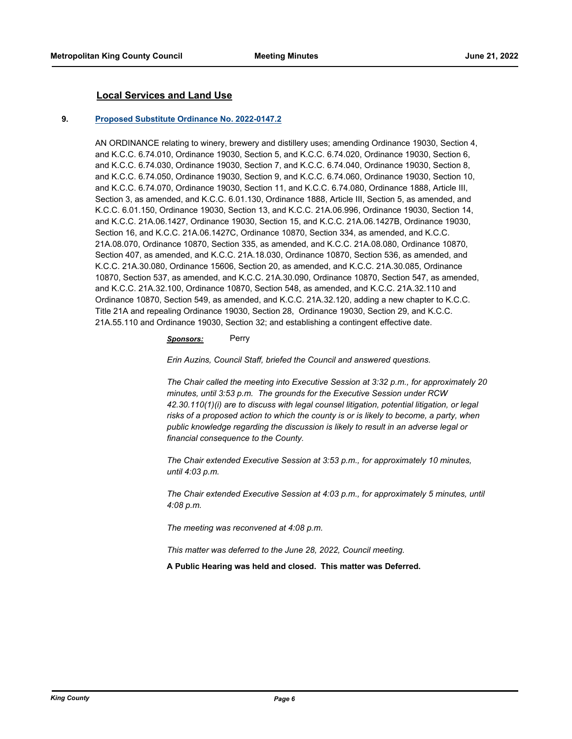## Local Services and Land Use

**9. Proposed Substitute Ordinance No. 2022-0147.2**

AN ORDINANCE relating to winery, brewery and distillery uses; amending Ordinance 19030, Section 4, and K.C.C. 6.74.010, Ordinance 19030, Section 5, and K.C.C. 6.74.020, Ordinance 19030, Section 6, and K.C.C. 6.74.030, Ordinance 19030, Section 7, and K.C.C. 6.74.040, Ordinance 19030, Section 8, and K.C.C. 6.74.050, Ordinance 19030, Section 9, and K.C.C. 6.74.060, Ordinance 19030, Section 10, and K.C.C. 6.74.070, Ordinance 19030, Section 11, and K.C.C. 6.74.080, Ordinance 1888, Article III, Section 3, as amended, and K.C.C. 6.01.130, Ordinance 1888, Article III, Section 5, as amended, and K.C.C. 6.01.150, Ordinance 19030, Section 13, and K.C.C. 21A.06.996, Ordinance 19030, Section 14, and K.C.C. 21A.06.1427, Ordinance 19030, Section 15, and K.C.C. 21A.06.1427B, Ordinance 19030, Section 16, and K.C.C. 21A.06.1427C, Ordinance 10870, Section 334, as amended, and K.C.C. 21A.08.070, Ordinance 10870, Section 335, as amended, and K.C.C. 21A.08.080, Ordinance 10870, Section 407, as amended, and K.C.C. 21A.18.030, Ordinance 10870, Section 536, as amended, and K.C.C. 21A.30.080, Ordinance 15606, Section 20, as amended, and K.C.C. 21A.30.085, Ordinance 10870, Section 537, as amended, and K.C.C. 21A.30.090, Ordinance 10870, Section 547, as amended, and K.C.C. 21A.32.100, Ordinance 10870, Section 548, as amended, and K.C.C. 21A.32.110 and Ordinance 10870, Section 549, as amended, and K.C.C. 21A.32.120, adding a new chapter to K.C.C. Title 21A and repealing Ordinance 19030, Section 28, Ordinance 19030, Section 29, and K.C.C. 21A.55.110 and Ordinance 19030, Section 32; and establishing a contingent effective date.

***Sponsors:*** Perry

*Erin Auzins, Council Staff, briefed the Council and answered questions.*

*The Chair called the meeting into Executive Session at 3:32 p.m., for approximately 20 minutes, until 3:53 p.m. The grounds for the Executive Session under RCW 42.30.110(1)(i) are to discuss with legal counsel litigation, potential litigation, or legal risks of a proposed action to which the county is or is likely to become, a party, when public knowledge regarding the discussion is likely to result in an adverse legal or financial consequence to the County.*

*The Chair extended Executive Session at 3:53 p.m., for approximately 10 minutes, until 4:03 p.m.*

*The Chair extended Executive Session at 4:03 p.m., for approximately 5 minutes, until 4:08 p.m.*

*The meeting was reconvened at 4:08 p.m.*

*This matter was deferred to the June 28, 2022, Council meeting.*

**A Public Hearing was held and closed. This matter was Deferred.**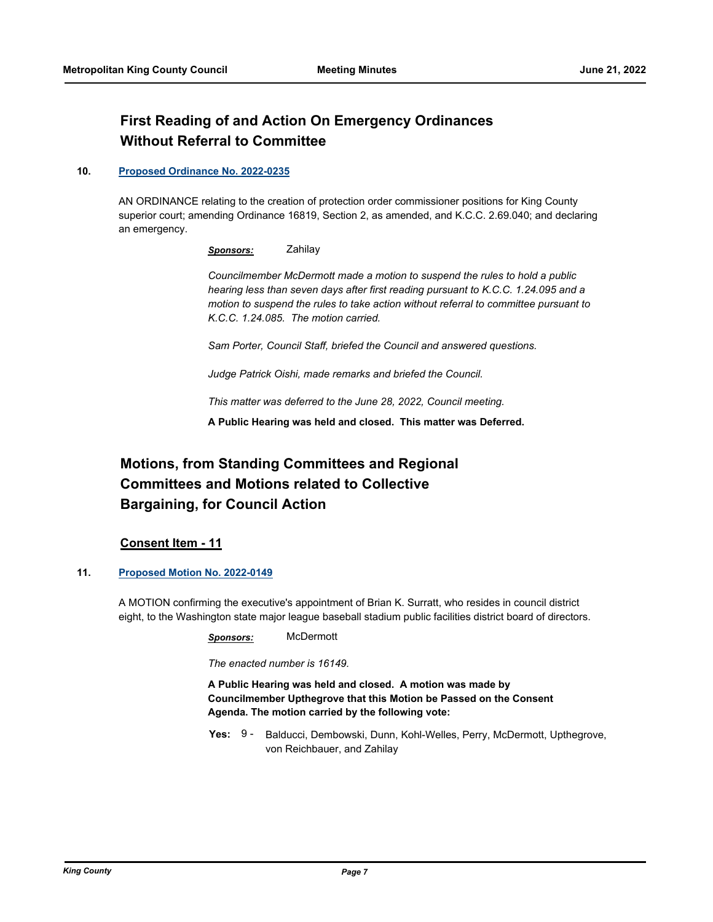## First Reading of and Action On Emergency Ordinances Without Referral to Committee

**10.** **Proposed Ordinance No. 2022-0235**

AN ORDINANCE relating to the creation of protection order commissioner positions for King County superior court; amending Ordinance 16819, Section 2, as amended, and K.C.C. 2.69.040; and declaring an emergency.

***Sponsors:*** Zahilay

*Councilmember McDermott made a motion to suspend the rules to hold a public hearing less than seven days after first reading pursuant to K.C.C. 1.24.095 and a motion to suspend the rules to take action without referral to committee pursuant to K.C.C. 1.24.085. The motion carried.*

*Sam Porter, Council Staff, briefed the Council and answered questions.*

*Judge Patrick Oishi, made remarks and briefed the Council.*

*This matter was deferred to the June 28, 2022, Council meeting.*

**A Public Hearing was held and closed. This matter was Deferred.**

## Motions, from Standing Committees and Regional Committees and Motions related to Collective Bargaining, for Council Action

### Consent Item - 11

**11.** **Proposed Motion No. 2022-0149**

A MOTION confirming the executive's appointment of Brian K. Surratt, who resides in council district eight, to the Washington state major league baseball stadium public facilities district board of directors.

***Sponsors:*** McDermott

*The enacted number is 16149.*

**A Public Hearing was held and closed. A motion was made by Councilmember Upthegrove that this Motion be Passed on the Consent Agenda. The motion carried by the following vote:**

**Yes:** 9 - Balducci, Dembowski, Dunn, Kohl-Welles, Perry, McDermott, Upthegrove, von Reichbauer, and Zahilay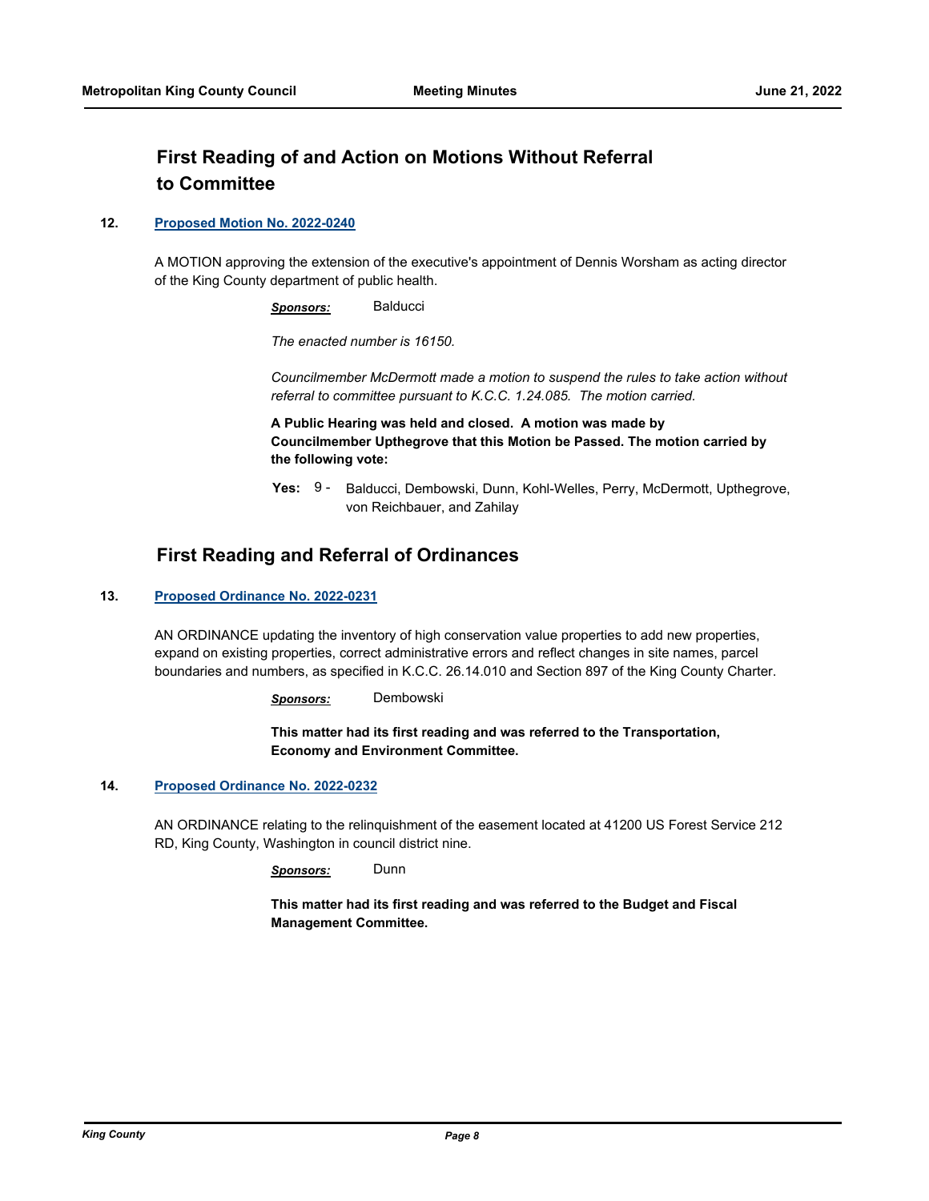## First Reading of and Action on Motions Without Referral to Committee

**12. Proposed Motion No. 2022-0240**

A MOTION approving the extension of the executive's appointment of Dennis Worsham as acting director of the King County department of public health.

***Sponsors:*** Balducci

*The enacted number is 16150.*

*Councilmember McDermott made a motion to suspend the rules to take action without referral to committee pursuant to K.C.C. 1.24.085. The motion carried.*

**A Public Hearing was held and closed. A motion was made by Councilmember Upthegrove that this Motion be Passed. The motion carried by the following vote:**

**Yes:** 9 - Balducci, Dembowski, Dunn, Kohl-Welles, Perry, McDermott, Upthegrove, von Reichbauer, and Zahilay

## First Reading and Referral of Ordinances

**13. Proposed Ordinance No. 2022-0231**

AN ORDINANCE updating the inventory of high conservation value properties to add new properties, expand on existing properties, correct administrative errors and reflect changes in site names, parcel boundaries and numbers, as specified in K.C.C. 26.14.010 and Section 897 of the King County Charter.

***Sponsors:*** Dembowski

**This matter had its first reading and was referred to the Transportation, Economy and Environment Committee.**

**14. Proposed Ordinance No. 2022-0232**

AN ORDINANCE relating to the relinquishment of the easement located at 41200 US Forest Service 212 RD, King County, Washington in council district nine.

***Sponsors:*** Dunn

**This matter had its first reading and was referred to the Budget and Fiscal Management Committee.**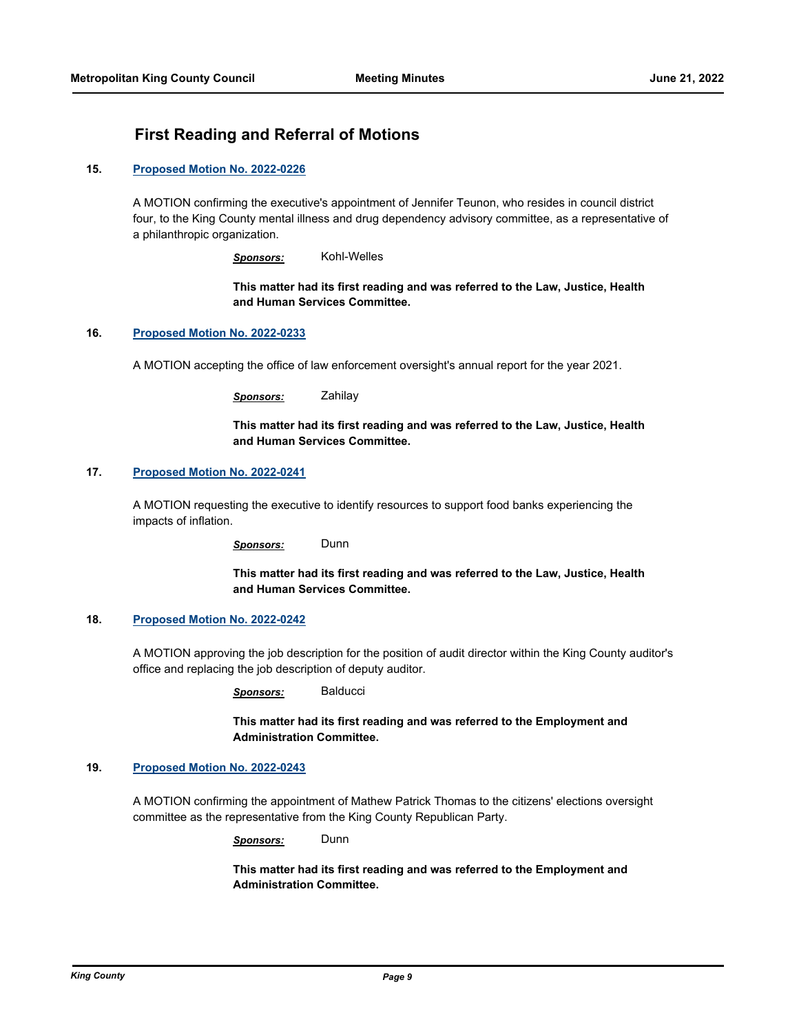## First Reading and Referral of Motions

**15. Proposed Motion No. 2022-0226**

A MOTION confirming the executive's appointment of Jennifer Teunon, who resides in council district four, to the King County mental illness and drug dependency advisory committee, as a representative of a philanthropic organization.

***Sponsors:*** Kohl-Welles

**This matter had its first reading and was referred to the Law, Justice, Health and Human Services Committee.**

**16. Proposed Motion No. 2022-0233**

A MOTION accepting the office of law enforcement oversight's annual report for the year 2021.

***Sponsors:*** Zahilay

**This matter had its first reading and was referred to the Law, Justice, Health and Human Services Committee.**

**17. Proposed Motion No. 2022-0241**

A MOTION requesting the executive to identify resources to support food banks experiencing the impacts of inflation.

***Sponsors:*** Dunn

**This matter had its first reading and was referred to the Law, Justice, Health and Human Services Committee.**

**18. Proposed Motion No. 2022-0242**

A MOTION approving the job description for the position of audit director within the King County auditor's office and replacing the job description of deputy auditor.

***Sponsors:*** Balducci

**This matter had its first reading and was referred to the Employment and Administration Committee.**

**19. Proposed Motion No. 2022-0243**

A MOTION confirming the appointment of Mathew Patrick Thomas to the citizens' elections oversight committee as the representative from the King County Republican Party.

***Sponsors:*** Dunn

**This matter had its first reading and was referred to the Employment and Administration Committee.**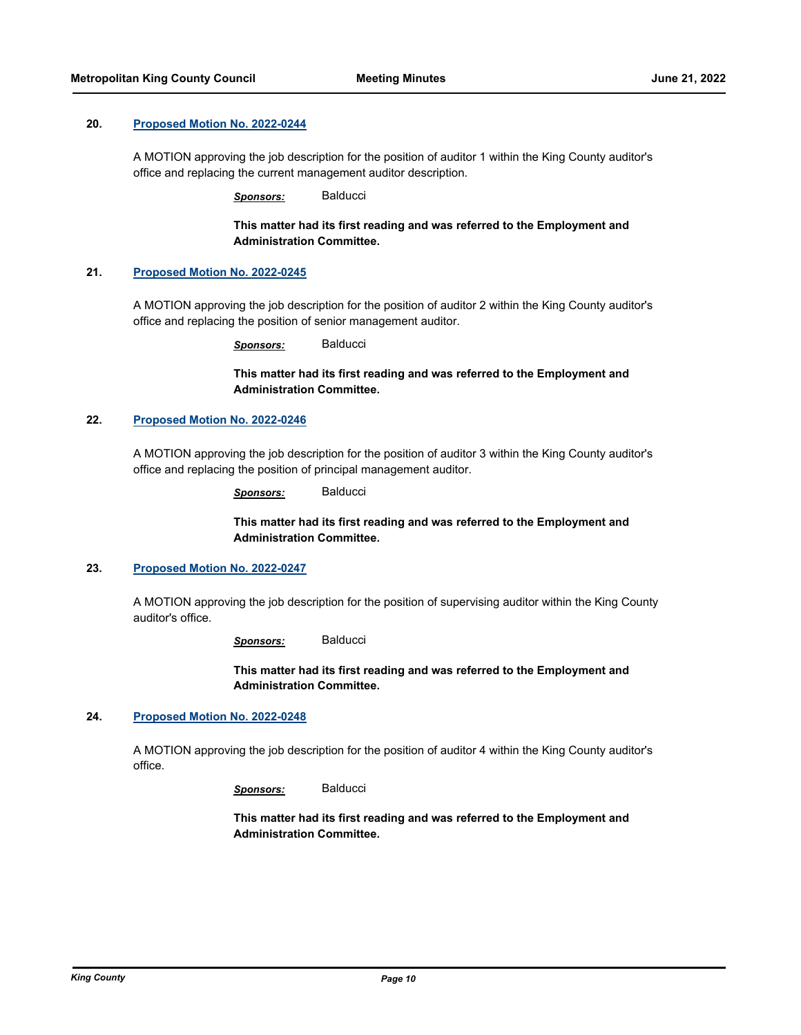**20. Proposed Motion No. 2022-0244**

A MOTION approving the job description for the position of auditor 1 within the King County auditor's office and replacing the current management auditor description.

***Sponsors:*** Balducci

**This matter had its first reading and was referred to the Employment and Administration Committee.**

**21. Proposed Motion No. 2022-0245**

A MOTION approving the job description for the position of auditor 2 within the King County auditor's office and replacing the position of senior management auditor.

***Sponsors:*** Balducci

**This matter had its first reading and was referred to the Employment and Administration Committee.**

**22. Proposed Motion No. 2022-0246**

A MOTION approving the job description for the position of auditor 3 within the King County auditor's office and replacing the position of principal management auditor.

***Sponsors:*** Balducci

**This matter had its first reading and was referred to the Employment and Administration Committee.**

**23. Proposed Motion No. 2022-0247**

A MOTION approving the job description for the position of supervising auditor within the King County auditor's office.

***Sponsors:*** Balducci

**This matter had its first reading and was referred to the Employment and Administration Committee.**

**24. Proposed Motion No. 2022-0248**

A MOTION approving the job description for the position of auditor 4 within the King County auditor's office.

***Sponsors:*** Balducci

**This matter had its first reading and was referred to the Employment and Administration Committee.**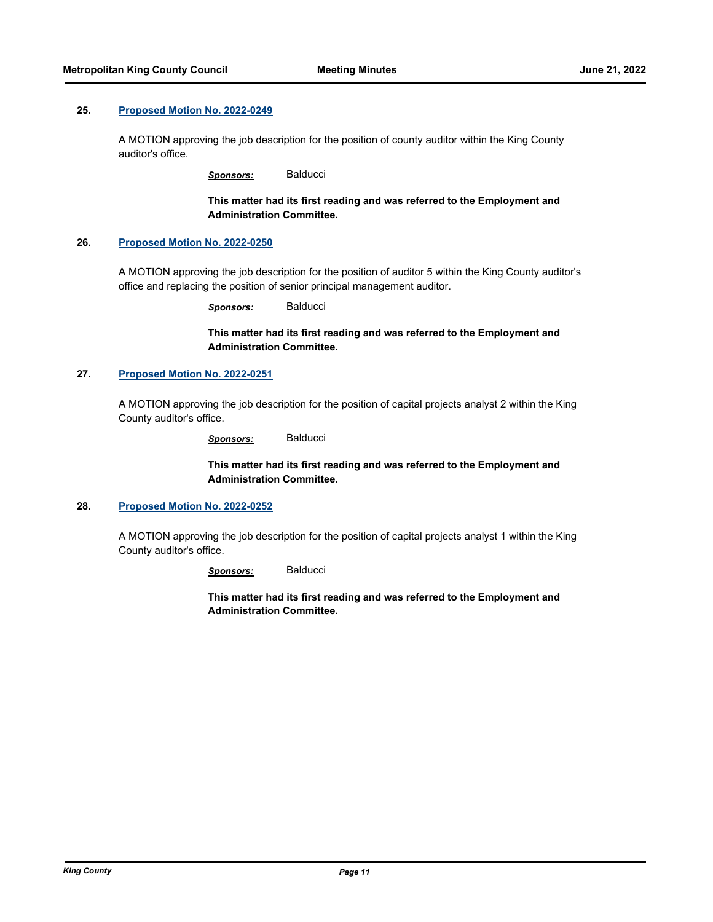**25. Proposed Motion No. 2022-0249**

A MOTION approving the job description for the position of county auditor within the King County auditor's office.

*Sponsors:* Balducci

**This matter had its first reading and was referred to the Employment and Administration Committee.**

**26. Proposed Motion No. 2022-0250**

A MOTION approving the job description for the position of auditor 5 within the King County auditor's office and replacing the position of senior principal management auditor.

*Sponsors:* Balducci

**This matter had its first reading and was referred to the Employment and Administration Committee.**

**27. Proposed Motion No. 2022-0251**

A MOTION approving the job description for the position of capital projects analyst 2 within the King County auditor's office.

*Sponsors:* Balducci

**This matter had its first reading and was referred to the Employment and Administration Committee.**

**28. Proposed Motion No. 2022-0252**

A MOTION approving the job description for the position of capital projects analyst 1 within the King County auditor's office.

*Sponsors:* Balducci

**This matter had its first reading and was referred to the Employment and Administration Committee.**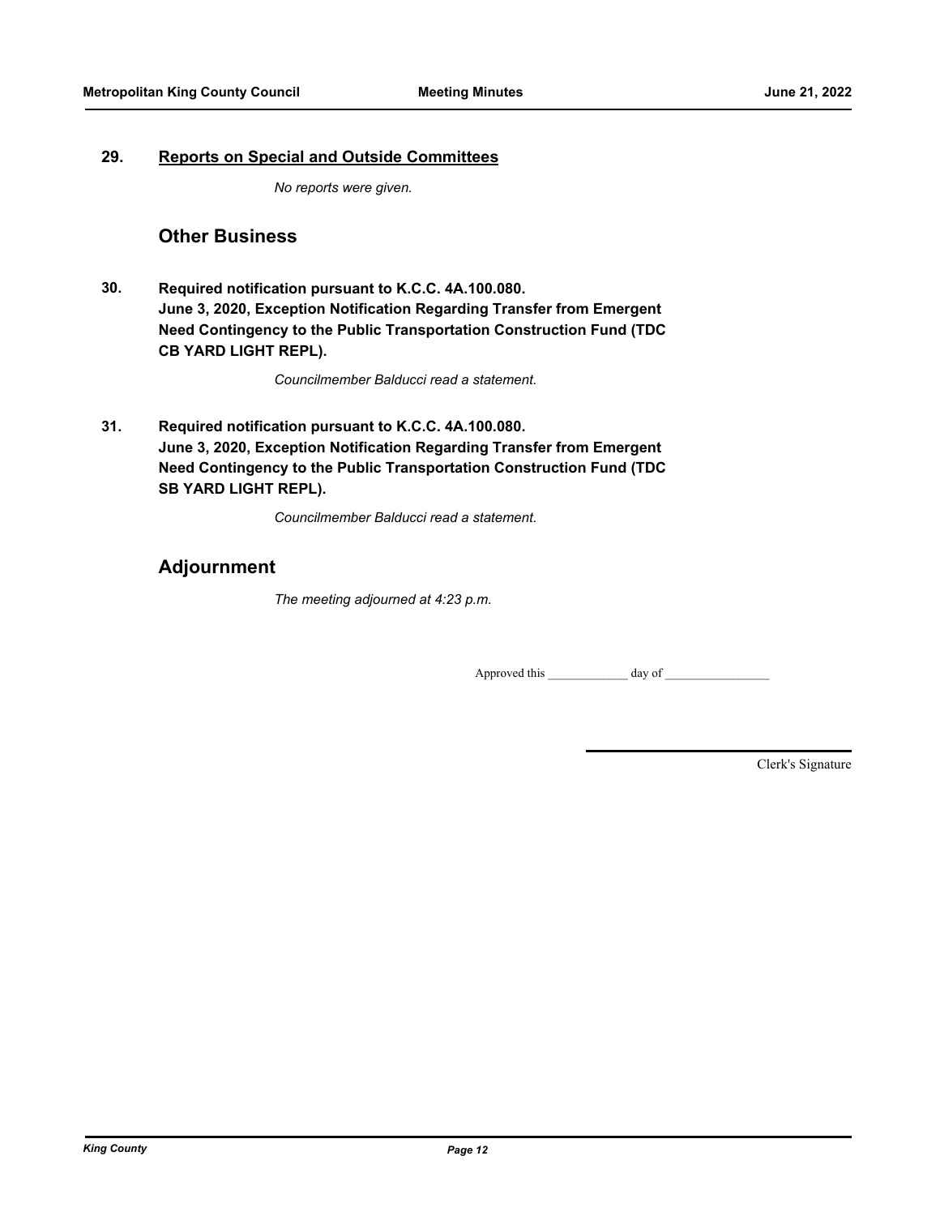**29. <u>Reports on Special and Outside Committees</u>**

*No reports were given.*

## Other Business

**30. Required notification pursuant to K.C.C. 4A.100.080.
June 3, 2020, Exception Notification Regarding Transfer from Emergent Need Contingency to the Public Transportation Construction Fund (TDC CB YARD LIGHT REPL).**

*Councilmember Balducci read a statement.*

**31. Required notification pursuant to K.C.C. 4A.100.080.
June 3, 2020, Exception Notification Regarding Transfer from Emergent Need Contingency to the Public Transportation Construction Fund (TDC SB YARD LIGHT REPL).**

*Councilmember Balducci read a statement.*

## Adjournment

*The meeting adjourned at 4:23 p.m.*

Approved this _____________ day of _________________

Clerk's Signature